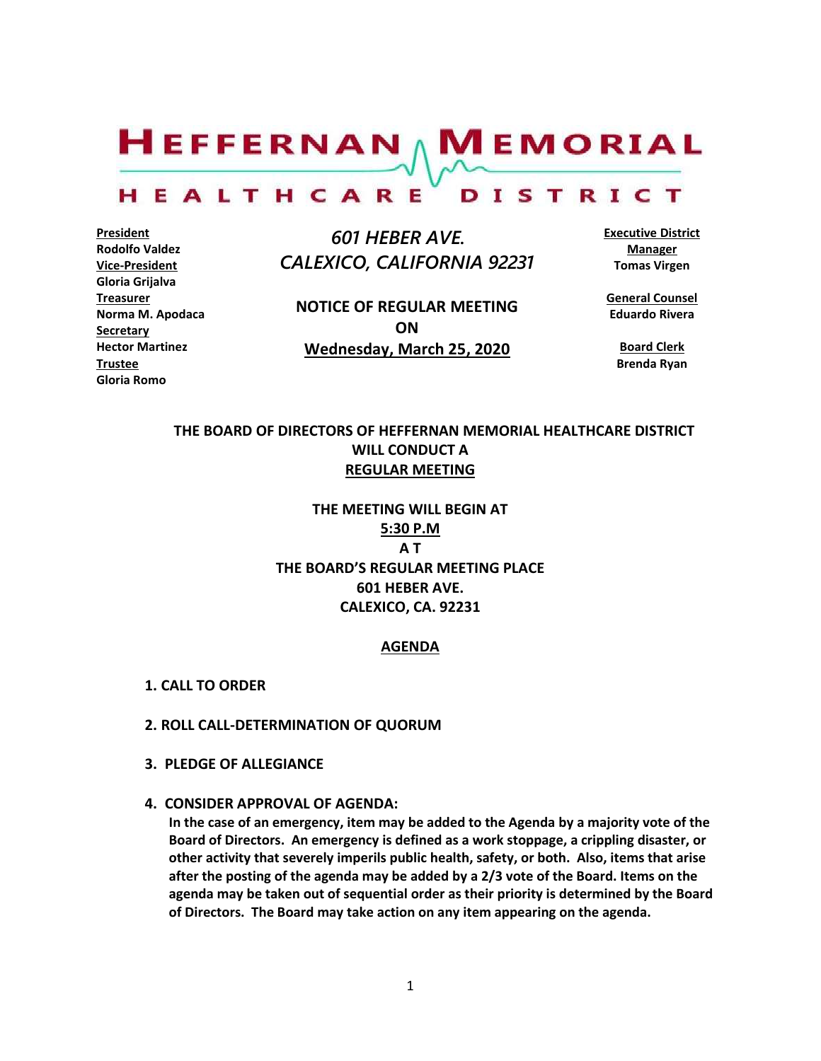# HEFFERNAN MEMORIAL HEALTHCARE DISTRICT

**President**
**Rodolfo Valdez**
**Vice-President**
**Gloria Grijalva**
**Treasurer**
**Norma M. Apodaca**
**Secretary**
**Hector Martinez**
**Trustee**
**Gloria Romo**

*601 HEBER AVE.*
*CALEXICO, CALIFORNIA 92231*

**NOTICE OF REGULAR MEETING**
**ON**
**Wednesday, March 25, 2020**

**Executive District Manager**
**Tomas Virgen**

**General Counsel**
**Eduardo Rivera**

**Board Clerk**
**Brenda Ryan**

**THE BOARD OF DIRECTORS OF HEFFERNAN MEMORIAL HEALTHCARE DISTRICT WILL CONDUCT A REGULAR MEETING**

**THE MEETING WILL BEGIN AT**
**5:30 P.M**
**A T**
**THE BOARD'S REGULAR MEETING PLACE**
**601 HEBER AVE.**
**CALEXICO, CA. 92231**

## AGENDA

**1. CALL TO ORDER**

**2. ROLL CALL-DETERMINATION OF QUORUM**

**3. PLEDGE OF ALLEGIANCE**

**4. CONSIDER APPROVAL OF AGENDA:**
**In the case of an emergency, item may be added to the Agenda by a majority vote of the Board of Directors. An emergency is defined as a work stoppage, a crippling disaster, or other activity that severely imperils public health, safety, or both. Also, items that arise after the posting of the agenda may be added by a 2/3 vote of the Board. Items on the agenda may be taken out of sequential order as their priority is determined by the Board of Directors. The Board may take action on any item appearing on the agenda.**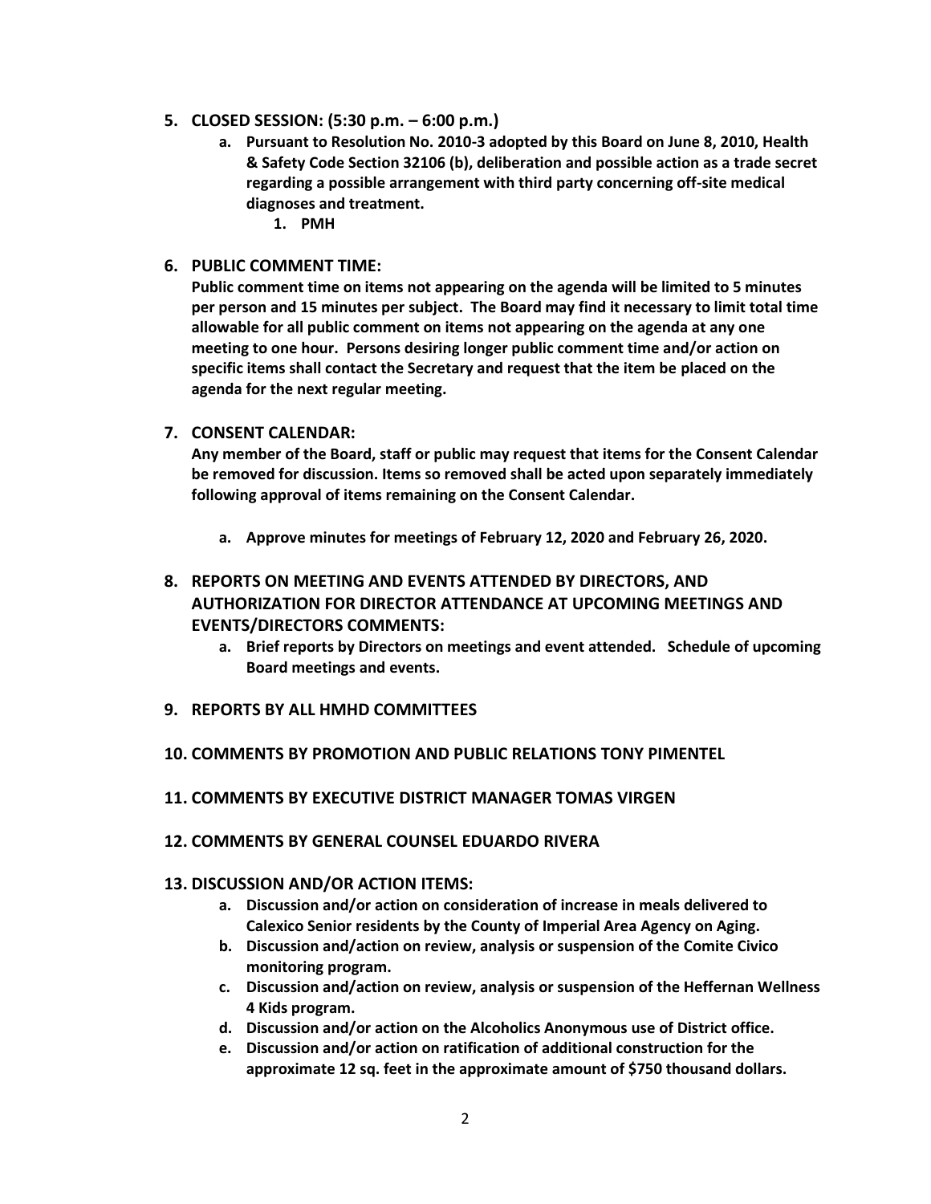5. **CLOSED SESSION: (5:30 p.m. – 6:00 p.m.)**
    a. **Pursuant to Resolution No. 2010-3 adopted by this Board on June 8, 2010, Health & Safety Code Section 32106 (b), deliberation and possible action as a trade secret regarding a possible arrangement with third party concerning off-site medical diagnoses and treatment.**
        1. **PMH**

6. **PUBLIC COMMENT TIME:**

    **Public comment time on items not appearing on the agenda will be limited to 5 minutes per person and 15 minutes per subject. The Board may find it necessary to limit total time allowable for all public comment on items not appearing on the agenda at any one meeting to one hour. Persons desiring longer public comment time and/or action on specific items shall contact the Secretary and request that the item be placed on the agenda for the next regular meeting.**

7. **CONSENT CALENDAR:**

    **Any member of the Board, staff or public may request that items for the Consent Calendar be removed for discussion. Items so removed shall be acted upon separately immediately following approval of items remaining on the Consent Calendar.**

    a. **Approve minutes for meetings of February 12, 2020 and February 26, 2020.**

8. **REPORTS ON MEETING AND EVENTS ATTENDED BY DIRECTORS, AND AUTHORIZATION FOR DIRECTOR ATTENDANCE AT UPCOMING MEETINGS AND EVENTS/DIRECTORS COMMENTS:**
    a. **Brief reports by Directors on meetings and event attended. Schedule of upcoming Board meetings and events.**

9. **REPORTS BY ALL HMHD COMMITTEES**

10. **COMMENTS BY PROMOTION AND PUBLIC RELATIONS TONY PIMENTEL**

11. **COMMENTS BY EXECUTIVE DISTRICT MANAGER TOMAS VIRGEN**

12. **COMMENTS BY GENERAL COUNSEL EDUARDO RIVERA**

13. **DISCUSSION AND/OR ACTION ITEMS:**
    a. **Discussion and/or action on consideration of increase in meals delivered to Calexico Senior residents by the County of Imperial Area Agency on Aging.**
    b. **Discussion and/action on review, analysis or suspension of the Comite Civico monitoring program.**
    c. **Discussion and/action on review, analysis or suspension of the Heffernan Wellness 4 Kids program.**
    d. **Discussion and/or action on the Alcoholics Anonymous use of District office.**
    e. **Discussion and/or action on ratification of additional construction for the approximate 12 sq. feet in the approximate amount of $750 thousand dollars.**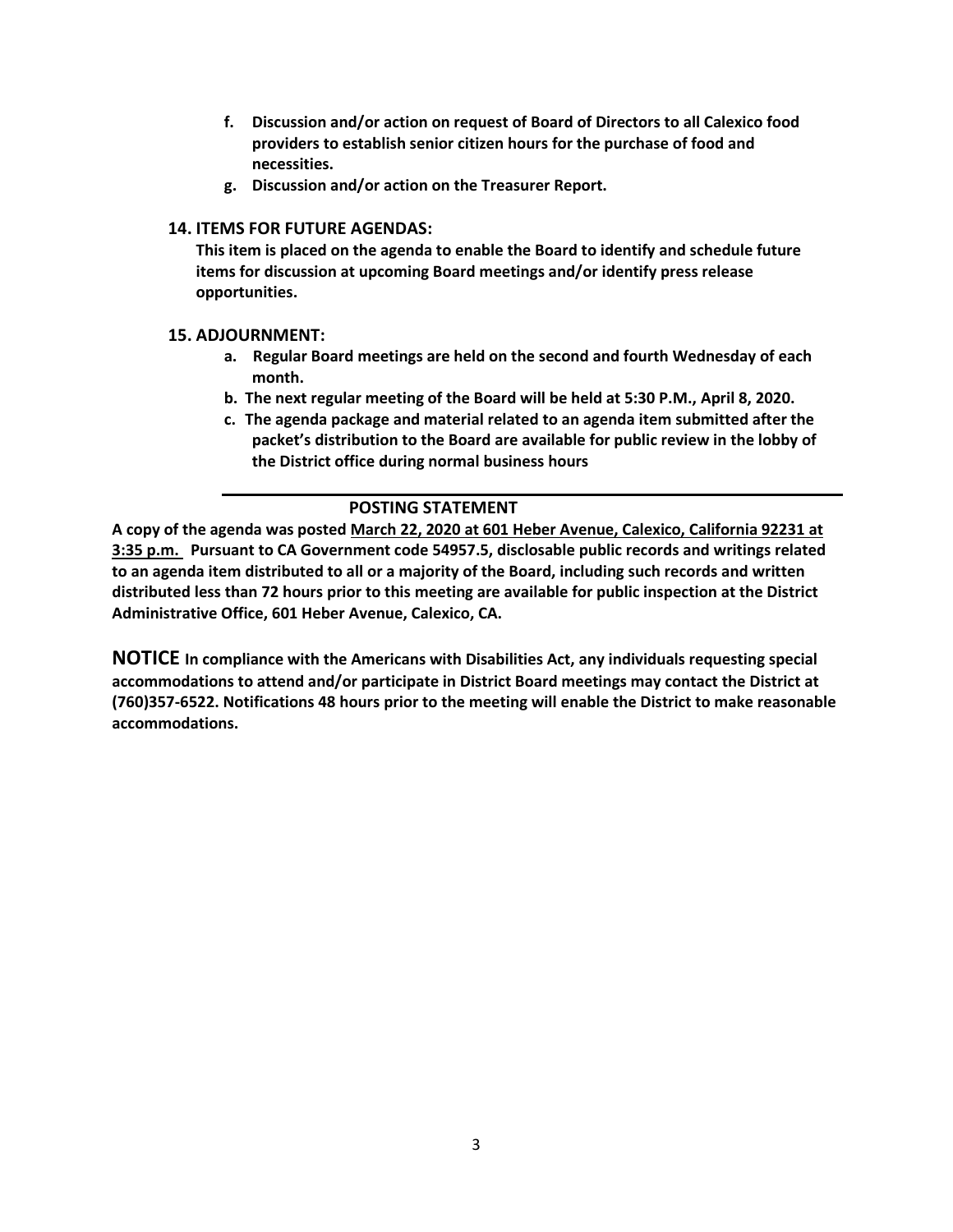- **f. Discussion and/or action on request of Board of Directors to all Calexico food providers to establish senior citizen hours for the purchase of food and necessities.**
- **g. Discussion and/or action on the Treasurer Report.**

**14. ITEMS FOR FUTURE AGENDAS:**

**This item is placed on the agenda to enable the Board to identify and schedule future items for discussion at upcoming Board meetings and/or identify press release opportunities.**

**15. ADJOURNMENT:**

- **a. Regular Board meetings are held on the second and fourth Wednesday of each month.**
- **b. The next regular meeting of the Board will be held at 5:30 P.M., April 8, 2020.**
- **c. The agenda package and material related to an agenda item submitted after the packet's distribution to the Board are available for public review in the lobby of the District office during normal business hours**

**POSTING STATEMENT**

**A copy of the agenda was posted March 22, 2020 at 601 Heber Avenue, Calexico, California 92231 at 3:35 p.m. Pursuant to CA Government code 54957.5, disclosable public records and writings related to an agenda item distributed to all or a majority of the Board, including such records and written distributed less than 72 hours prior to this meeting are available for public inspection at the District Administrative Office, 601 Heber Avenue, Calexico, CA.**

**NOTICE In compliance with the Americans with Disabilities Act, any individuals requesting special accommodations to attend and/or participate in District Board meetings may contact the District at (760)357-6522. Notifications 48 hours prior to the meeting will enable the District to make reasonable accommodations.**